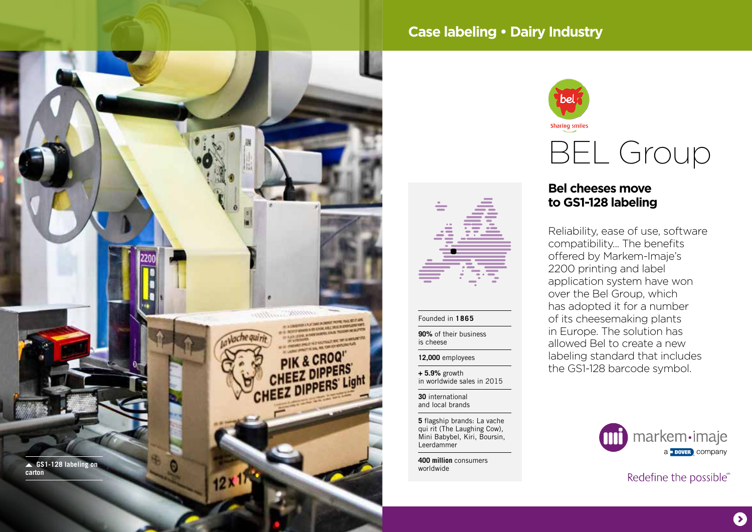## Case labeling • Dairy Industry

bel

Sharing smiles

# BEL Group

## Bel cheeses move to GS1-128 labeling

Reliability, ease of use, software compatibility… The benefits offered by Markem-Imaje's 2200 printing and label application system have won over the Bel Group, which has adopted it for a number of its cheesemaking plants in Europe. The solution has allowed Bel to create a new labeling standard that includes the GS1-128 barcode symbol.

Founded in **1865**

**90%** of their business is cheese

**12,000** employees

**+ 5.9%** growth in worldwide sales in 2015

**30** international and local brands

**5** flagship brands: La vache qui rit (The Laughing Cow), Mini Babybel, Kiri, Boursin, Leerdammer

**400 million** consumers worldwide

▲ **GS1-128 labeling on carton**

markem·imaje
a DOVER company

Redefine the possible℠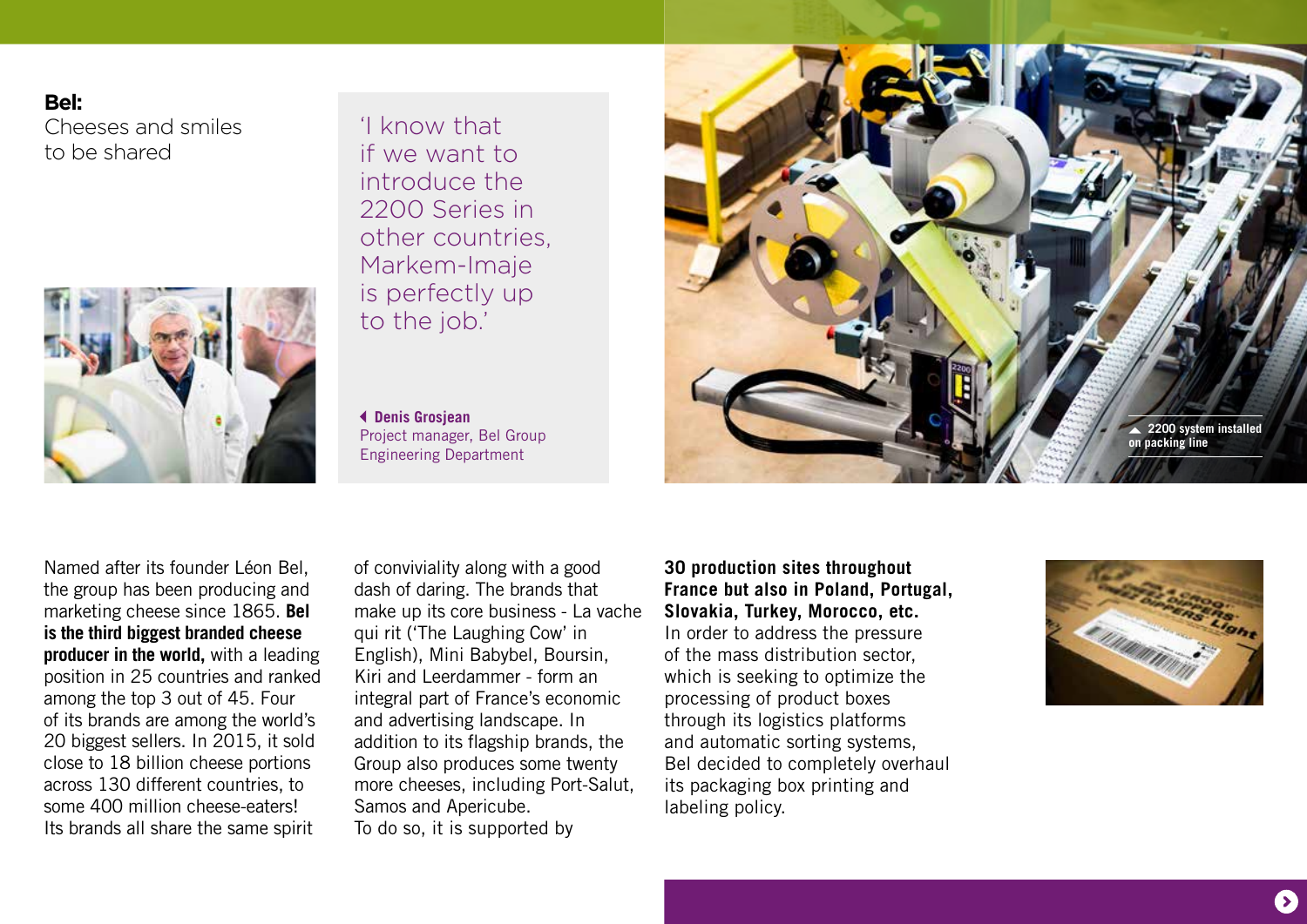**Bel:**
Cheeses and smiles to be shared

> 'I know that if we want to introduce the 2200 Series in other countries, Markem-Imaje is perfectly up to the job.'
>
> **Denis Grosjean**
> Project manager, Bel Group Engineering Department

2200 system installed on packing line

Named after its founder Léon Bel, the group has been producing and marketing cheese since 1865. **Bel is the third biggest branded cheese producer in the world,** with a leading position in 25 countries and ranked among the top 3 out of 45. Four of its brands are among the world's 20 biggest sellers. In 2015, it sold close to 18 billion cheese portions across 130 different countries, to some 400 million cheese-eaters! Its brands all share the same spirit of conviviality along with a good dash of daring. The brands that make up its core business - La vache qui rit ('The Laughing Cow' in English), Mini Babybel, Boursin, Kiri and Leerdammer - form an integral part of France's economic and advertising landscape. In addition to its flagship brands, the Group also produces some twenty more cheeses, including Port-Salut, Samos and Apericube.
To do so, it is supported by

**30 production sites throughout France but also in Poland, Portugal, Slovakia, Turkey, Morocco, etc.**
In order to address the pressure of the mass distribution sector, which is seeking to optimize the processing of product boxes through its logistics platforms and automatic sorting systems, Bel decided to completely overhaul its packaging box printing and labeling policy.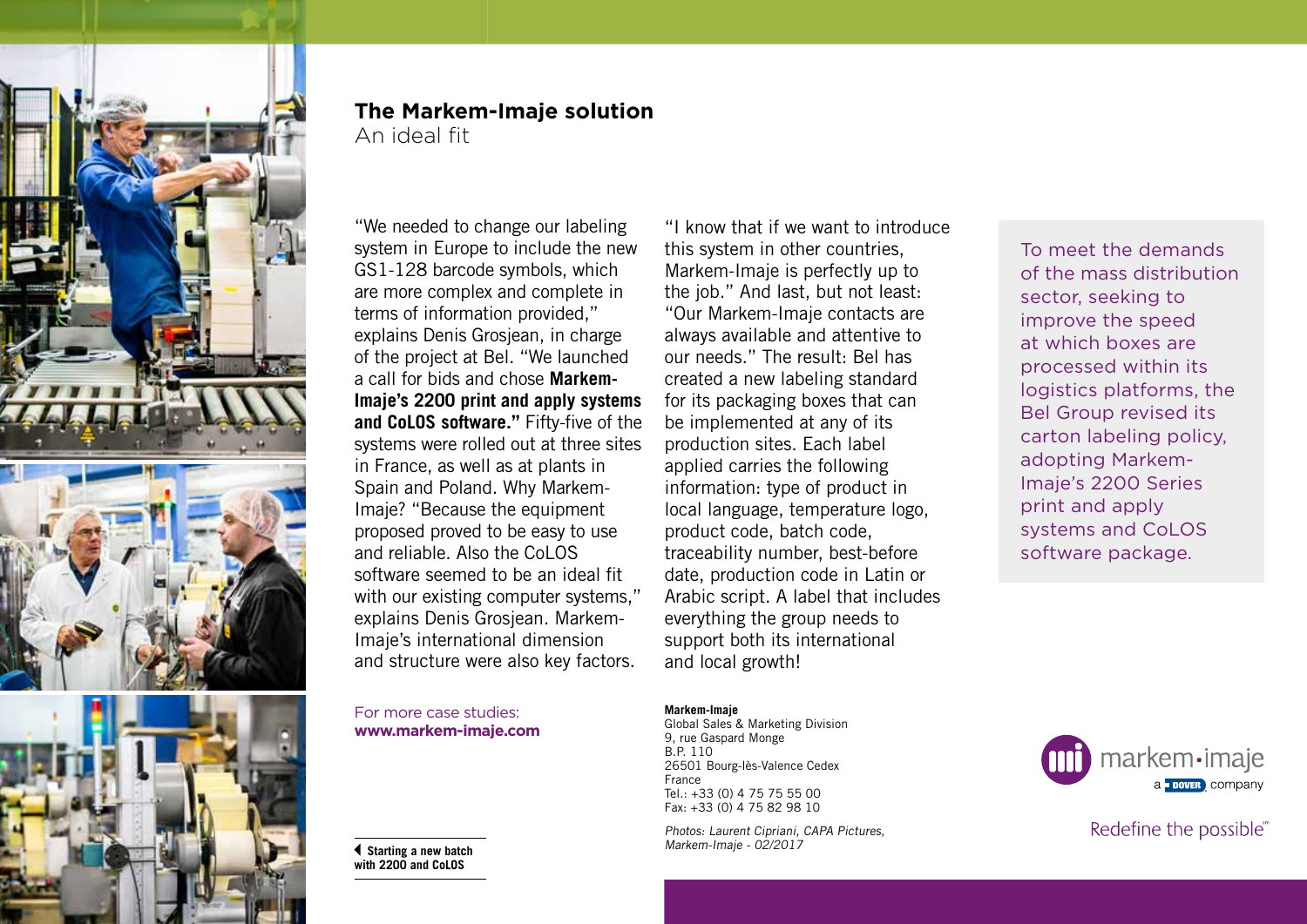## The Markem-Imaje solution

An ideal fit

"We needed to change our labeling system in Europe to include the new GS1-128 barcode symbols, which are more complex and complete in terms of information provided," explains Denis Grosjean, in charge of the project at Bel. "We launched a call for bids and chose **Markem-Imaje's 2200 print and apply systems and CoLOS software."** Fifty-five of the systems were rolled out at three sites in France, as well as at plants in Spain and Poland. Why Markem-Imaje? "Because the equipment proposed proved to be easy to use and reliable. Also the CoLOS software seemed to be an ideal fit with our existing computer systems," explains Denis Grosjean. Markem-Imaje's international dimension and structure were also key factors.

"I know that if we want to introduce this system in other countries, Markem-Imaje is perfectly up to the job." And last, but not least: "Our Markem-Imaje contacts are always available and attentive to our needs." The result: Bel has created a new labeling standard for its packaging boxes that can be implemented at any of its production sites. Each label applied carries the following information: type of product in local language, temperature logo, product code, batch code, traceability number, best-before date, production code in Latin or Arabic script. A label that includes everything the group needs to support both its international and local growth!

To meet the demands of the mass distribution sector, seeking to improve the speed at which boxes are processed within its logistics platforms, the Bel Group revised its carton labeling policy, adopting Markem-Imaje's 2200 Series print and apply systems and CoLOS software package.

For more case studies:
**www.markem-imaje.com**

**Starting a new batch with 2200 and CoLOS**

**Markem-Imaje**
Global Sales & Marketing Division
9, rue Gaspard Monge
B.P. 110
26501 Bourg-lès-Valence Cedex
France
Tel.: +33 (0) 4 75 75 55 00
Fax: +33 (0) 4 75 82 98 10

*Photos: Laurent Cipriani, CAPA Pictures, Markem-Imaje - 02/2017*

markem-imaje
a DOVER company

Redefine the possible℠